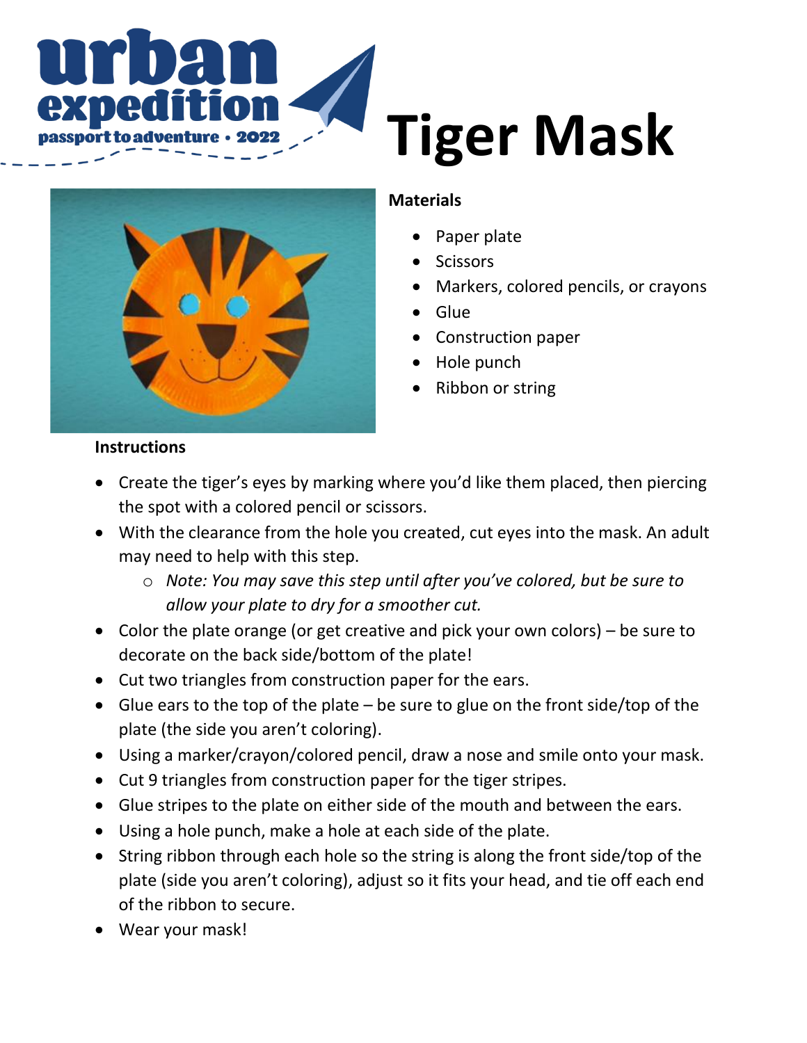urban expedition
passport to adventure • 2022

# Tiger Mask

**Materials**

- Paper plate
- Scissors
- Markers, colored pencils, or crayons
- Glue
- Construction paper
- Hole punch
- Ribbon or string

**Instructions**

- Create the tiger's eyes by marking where you'd like them placed, then piercing the spot with a colored pencil or scissors.
- With the clearance from the hole you created, cut eyes into the mask. An adult may need to help with this step.
  - *Note: You may save this step until after you've colored, but be sure to allow your plate to dry for a smoother cut.*
- Color the plate orange (or get creative and pick your own colors) – be sure to decorate on the back side/bottom of the plate!
- Cut two triangles from construction paper for the ears.
- Glue ears to the top of the plate – be sure to glue on the front side/top of the plate (the side you aren't coloring).
- Using a marker/crayon/colored pencil, draw a nose and smile onto your mask.
- Cut 9 triangles from construction paper for the tiger stripes.
- Glue stripes to the plate on either side of the mouth and between the ears.
- Using a hole punch, make a hole at each side of the plate.
- String ribbon through each hole so the string is along the front side/top of the plate (side you aren't coloring), adjust so it fits your head, and tie off each end of the ribbon to secure.
- Wear your mask!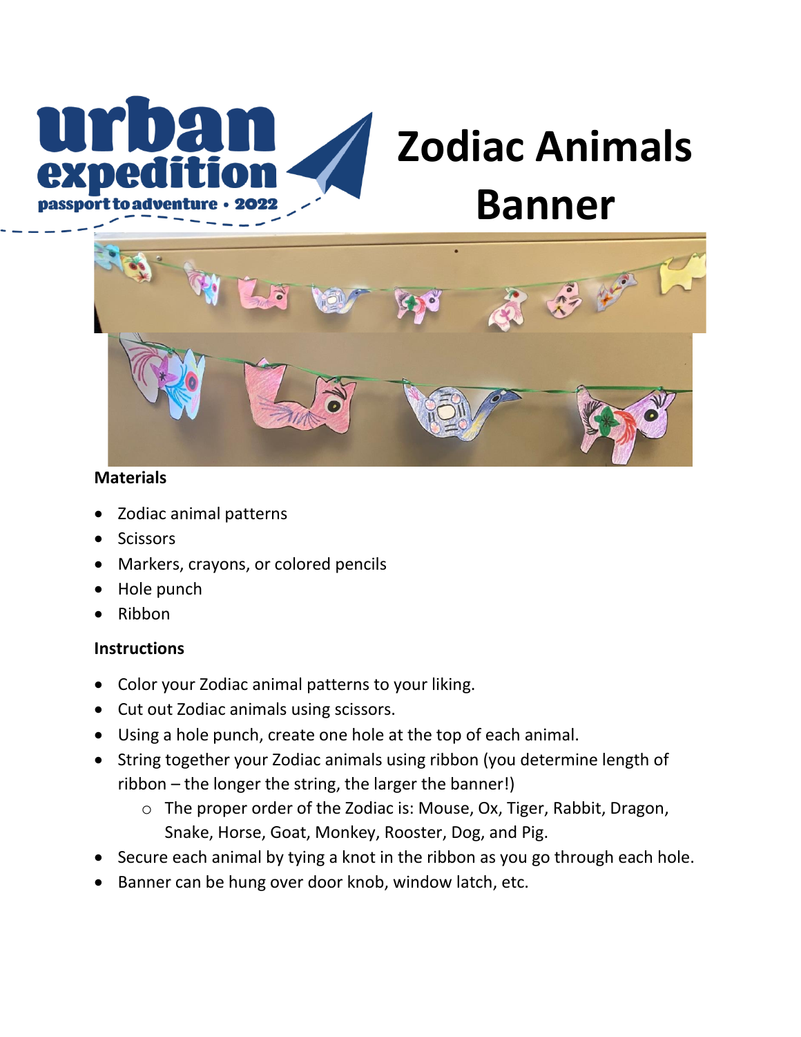# Zodiac Animals Banner

**Materials**

- Zodiac animal patterns
- Scissors
- Markers, crayons, or colored pencils
- Hole punch
- Ribbon

**Instructions**

- Color your Zodiac animal patterns to your liking.
- Cut out Zodiac animals using scissors.
- Using a hole punch, create one hole at the top of each animal.
- String together your Zodiac animals using ribbon (you determine length of ribbon – the longer the string, the larger the banner!)
  - The proper order of the Zodiac is: Mouse, Ox, Tiger, Rabbit, Dragon, Snake, Horse, Goat, Monkey, Rooster, Dog, and Pig.
- Secure each animal by tying a knot in the ribbon as you go through each hole.
- Banner can be hung over door knob, window latch, etc.